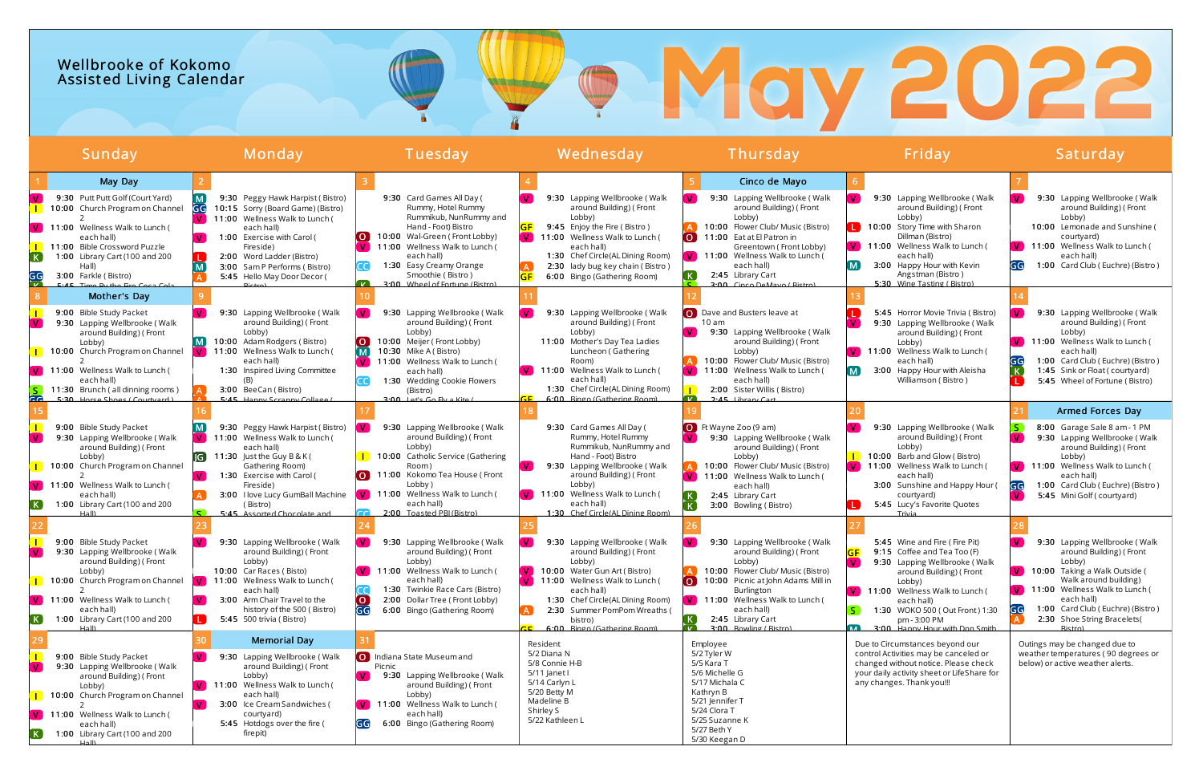# Wellbrooke of Kokomo Assisted Living Calendar

# May 2022

| Sunday | Monday | Tuesday | Wednesday | Thursday | Friday | Saturday |
|---|---|---|---|---|---|---|
| **1** **May Day**<br>V 9:30 Putt Putt Golf (Court Yard)<br>I 10:00 Church Program on Channel 2<br>V 11:00 Wellness Walk to Lunch ( each hall)<br>I 11:00 Bible Crossword Puzzle<br>K 1:00 Library Cart (100 and 200 Hall)<br>GG 3:00 Farkle ( Bistro)<br>K 5:45 Time By the Fire Coca Cola | **2**<br>M 9:30 Peggy Hawk Harpist ( Bistro)<br>GG 10:15 Sorry (Board Game) (Bistro)<br>V 11:00 Wellness Walk to Lunch ( each hall)<br>V 1:00 Exercise with Carol ( Fireside)<br>L 2:00 Word Ladder (Bistro)<br>M 3:00 Sam P Performs ( Bistro)<br>A 5:45 Hello May Door Decor ( Bistro) | **3**<br>9:30 Card Games All Day ( Rummy, Hotel Rummy Rummikub, NunRummy and Hand - Foot) Bistro<br>O 10:00 Wal-Green ( Front Lobby)<br>V 11:00 Wellness Walk to Lunch ( each hall)<br>CC 1:30 Easy Creamy Orange Smoothie ( Bistro )<br>K 3:00 Wheel of Fortune (Bistro) | **4**<br>V 9:30 Lapping Wellbrooke ( Walk around Building) ( Front Lobby)<br>GF 9:45 Enjoy the Fire ( Bistro )<br>V 11:00 Wellness Walk to Lunch ( each hall)<br>1:30 Chef Circle(AL Dining Room)<br>A 2:30 lady bug key chain ( Bistro )<br>GF 6:00 Bingo (Gathering Room) | **5** **Cinco de Mayo**<br>V 9:30 Lapping Wellbrooke ( Walk around Building) ( Front Lobby)<br>A 10:00 Flower Club/ Music (Bistro)<br>O 11:00 Eat at El Patron in Greentown ( Front Lobby)<br>V 11:00 Wellness Walk to Lunch ( each hall)<br>K 2:45 Library Cart<br>S 3:00 Cinco DeMayo ( Bistro) | **6**<br>V 9:30 Lapping Wellbrooke ( Walk around Building) ( Front Lobby)<br>L 10:00 Story Time with Sharon Dillman (Bistro)<br>V 11:00 Wellness Walk to Lunch ( each hall)<br>M 3:00 Happy Hour with Kevin Angstman (Bistro )<br>5:30 Wine Tasting ( Bistro) | **7**<br>V 9:30 Lapping Wellbrooke ( Walk around Building) ( Front Lobby)<br>10:00 Lemonade and Sunshine ( courtyard)<br>V 11:00 Wellness Walk to Lunch ( each hall)<br>GG 1:00 Card Club ( Euchre) (Bistro ) |
| **8** **Mother's Day**<br>I 9:00 Bible Study Packet<br>V 9:30 Lapping Wellbrooke ( Walk around Building) ( Front Lobby)<br>I 10:00 Church Program on Channel 2<br>V 11:00 Wellness Walk to Lunch ( each hall)<br>S 11:30 Brunch ( all dinning rooms )<br>GG 5:30 Horse Shoes ( Courtyard ) | **9**<br>V 9:30 Lapping Wellbrooke ( Walk around Building) ( Front Lobby)<br>M 10:00 Adam Rodgers ( Bistro)<br>V 11:00 Wellness Walk to Lunch ( each hall)<br>1:30 Inspired Living Committee (B)<br>A 3:00 BeeCan ( Bistro)<br>5:45 Happy Scrappy Collage ( | **10**<br>V 9:30 Lapping Wellbrooke ( Walk around Building) ( Front Lobby)<br>O 10:00 Meijer ( Front Lobby)<br>M 10:30 Mike A ( Bistro)<br>V 11:00 Wellness Walk to Lunch ( each hall)<br>CC 1:30 Wedding Cookie Flowers (Bistro)<br>3:00 Let's Go Fly a Kite ( | **11**<br>V 9:30 Lapping Wellbrooke ( Walk around Building) ( Front Lobby)<br>11:00 Mother's Day Tea Ladies Luncheon ( Gathering Room)<br>V 11:00 Wellness Walk to Lunch ( each hall)<br>1:30 Chef Circle(AL Dining Room)<br>GF 6:00 Bingo (Gathering Room) | **12**<br>O Dave and Busters leave at 10 am<br>V 9:30 Lapping Wellbrooke ( Walk around Building) ( Front Lobby)<br>A 10:00 Flower Club/ Music (Bistro)<br>V 11:00 Wellness Walk to Lunch ( each hall)<br>I 2:00 Sister Willis ( Bistro)<br>K 2:45 Library Cart | **13**<br>L 5:45 Horror Movie Trivia ( Bistro)<br>V 9:30 Lapping Wellbrooke ( Walk around Building) ( Front Lobby)<br>V 11:00 Wellness Walk to Lunch ( each hall)<br>M 3:00 Happy Hour with Aleisha Williamson ( Bistro ) | **14**<br>V 9:30 Lapping Wellbrooke ( Walk around Building) ( Front Lobby)<br>V 11:00 Wellness Walk to Lunch ( each hall)<br>GG 1:00 Card Club ( Euchre) (Bistro )<br>K 1:45 Sink or Float ( courtyard)<br>L 5:45 Wheel of Fortune ( Bistro) |
| **15**<br>I 9:00 Bible Study Packet<br>V 9:30 Lapping Wellbrooke ( Walk around Building) ( Front Lobby)<br>I 10:00 Church Program on Channel 2<br>V 11:00 Wellness Walk to Lunch ( each hall)<br>K 1:00 Library Cart (100 and 200 Hall) | **16**<br>M 9:30 Peggy Hawk Harpist ( Bistro)<br>V 11:00 Wellness Walk to Lunch ( each hall)<br>JG 11:30 Just the Guy B & K ( Gathering Room)<br>V 1:30 Exercise with Carol ( Fireside)<br>A 3:00 I love Lucy GumBall Machine ( Bistro)<br>S 5:45 Assorted Chocolate and | **17**<br>V 9:30 Lapping Wellbrooke ( Walk around Building) ( Front Lobby)<br>I 10:00 Catholic Service (Gathering Room )<br>O 11:00 Kokomo Tea House ( Front Lobby )<br>V 11:00 Wellness Walk to Lunch ( each hall)<br>CC 2:00 Toasted PBJ (Bistro) | **18**<br>9:30 Card Games All Day ( Rummy, Hotel Rummy Rummikub, NunRummy and Hand - Foot) Bistro<br>V 9:30 Lapping Wellbrooke ( Walk around Building) ( Front Lobby)<br>V 11:00 Wellness Walk to Lunch ( each hall)<br>1:30 Chef Circle(AL Dining Room) | **19**<br>O Ft Wayne Zoo (9 am)<br>V 9:30 Lapping Wellbrooke ( Walk around Building) ( Front Lobby)<br>A 10:00 Flower Club/ Music (Bistro)<br>V 11:00 Wellness Walk to Lunch ( each hall)<br>K 2:45 Library Cart<br>K 3:00 Bowling ( Bistro) | **20**<br>V 9:30 Lapping Wellbrooke ( Walk around Building) ( Front Lobby)<br>I 10:00 Barb and Glow ( Bistro)<br>V 11:00 Wellness Walk to Lunch ( each hall)<br>3:00 Sunshine and Happy Hour ( courtyard)<br>L 5:45 Lucy's Favorite Quotes Trivia | **21** **Armed Forces Day**<br>S 8:00 Garage Sale 8 am - 1 PM<br>V 9:30 Lapping Wellbrooke ( Walk around Building) ( Front Lobby)<br>V 11:00 Wellness Walk to Lunch ( each hall)<br>GG 1:00 Card Club ( Euchre) (Bistro )<br>V 5:45 Mini Golf ( courtyard) |
| **22**<br>I 9:00 Bible Study Packet<br>V 9:30 Lapping Wellbrooke ( Walk around Building) ( Front Lobby)<br>I 10:00 Church Program on Channel 2<br>V 11:00 Wellness Walk to Lunch ( each hall)<br>K 1:00 Library Cart (100 and 200 Hall) | **23**<br>V 9:30 Lapping Wellbrooke ( Walk around Building) ( Front Lobby)<br>10:00 Car Races ( Bisto)<br>V 11:00 Wellness Walk to Lunch ( each hall)<br>V 3:00 Arm Chair Travel to the history of the 500 ( Bistro)<br>L 5:45 500 trivia ( Bistro) | **24**<br>V 9:30 Lapping Wellbrooke ( Walk around Building) ( Front Lobby)<br>V 11:00 Wellness Walk to Lunch ( each hall)<br>CC 1:30 Twinkie Race Cars (Bistro)<br>O 2:00 Dollar Tree ( Front Lobby)<br>GG 6:00 Bingo (Gathering Room) | **25**<br>V 9:30 Lapping Wellbrooke ( Walk around Building) ( Front Lobby)<br>V 10:00 Water Gun Art ( Bistro)<br>V 11:00 Wellness Walk to Lunch ( each hall)<br>1:30 Chef Circle(AL Dining Room)<br>A 2:30 Summer PomPom Wreaths ( bistro)<br>GF 6:00 Bingo (Gathering Room) | **26**<br>V 9:30 Lapping Wellbrooke ( Walk around Building) ( Front Lobby)<br>A 10:00 Flower Club/ Music (Bistro)<br>O 10:00 Picnic at John Adams Mill in Burlington<br>V 11:00 Wellness Walk to Lunch ( each hall)<br>K 2:45 Library Cart<br>K 3:00 Bowling ( Bistro) | **27**<br>5:45 Wine and Fire ( Fire Pit)<br>GF 9:15 Coffee and Tea Too (F)<br>V 9:30 Lapping Wellbrooke ( Walk around Building) ( Front Lobby)<br>V 11:00 Wellness Walk to Lunch ( each hall)<br>S 1:30 WOKO 500 ( Out Front ) 1:30 pm - 3:00 PM<br>M 3:00 Happy Hour with Don Smith | **28**<br>V 9:30 Lapping Wellbrooke ( Walk around Building) ( Front Lobby)<br>V 10:00 Taking a Walk Outside ( Walk around building)<br>V 11:00 Wellness Walk to Lunch ( each hall)<br>GG 1:00 Card Club ( Euchre) (Bistro )<br>A 2:30 Shoe String Bracelets( Bistro) |
| **29**<br>I 9:00 Bible Study Packet<br>V 9:30 Lapping Wellbrooke ( Walk around Building) ( Front Lobby)<br>I 10:00 Church Program on Channel 2<br>V 11:00 Wellness Walk to Lunch ( each hall)<br>K 1:00 Library Cart (100 and 200 Hall) | **30** **Memorial Day**<br>V 9:30 Lapping Wellbrooke ( Walk around Building) ( Front Lobby)<br>V 11:00 Wellness Walk to Lunch ( each hall)<br>V 3:00 Ice Cream Sandwiches ( courtyard)<br>5:45 Hotdogs over the fire ( firepit) | **31**<br>O Indiana State Museum and Picnic<br>V 9:30 Lapping Wellbrooke ( Walk around Building) ( Front Lobby)<br>V 11:00 Wellness Walk to Lunch ( each hall)<br>GG 6:00 Bingo (Gathering Room) | Resident<br>5/2 Diana N<br>5/8 Connie H-B<br>5/11 Janet I<br>5/14 Carlyn L<br>5/20 Betty M<br>Madeline B<br>Shirley S<br>5/22 Kathleen L | Employee<br>5/2 Tyler W<br>5/5 Kara T<br>5/6 Michelle G<br>5/17 Michala C<br>Kathryn B<br>5/21 Jennifer T<br>5/24 Clora T<br>5/25 Suzanne K<br>5/27 Beth Y<br>5/30 Keegan D | Due to Circumstances beyond our control Activities may be canceled or changed without notice. Please check your daily activity sheet or LifeShare for any changes. Thank you!!! | Outings may be changed due to weather temperatures ( 90 degrees or below) or active weather alerts. |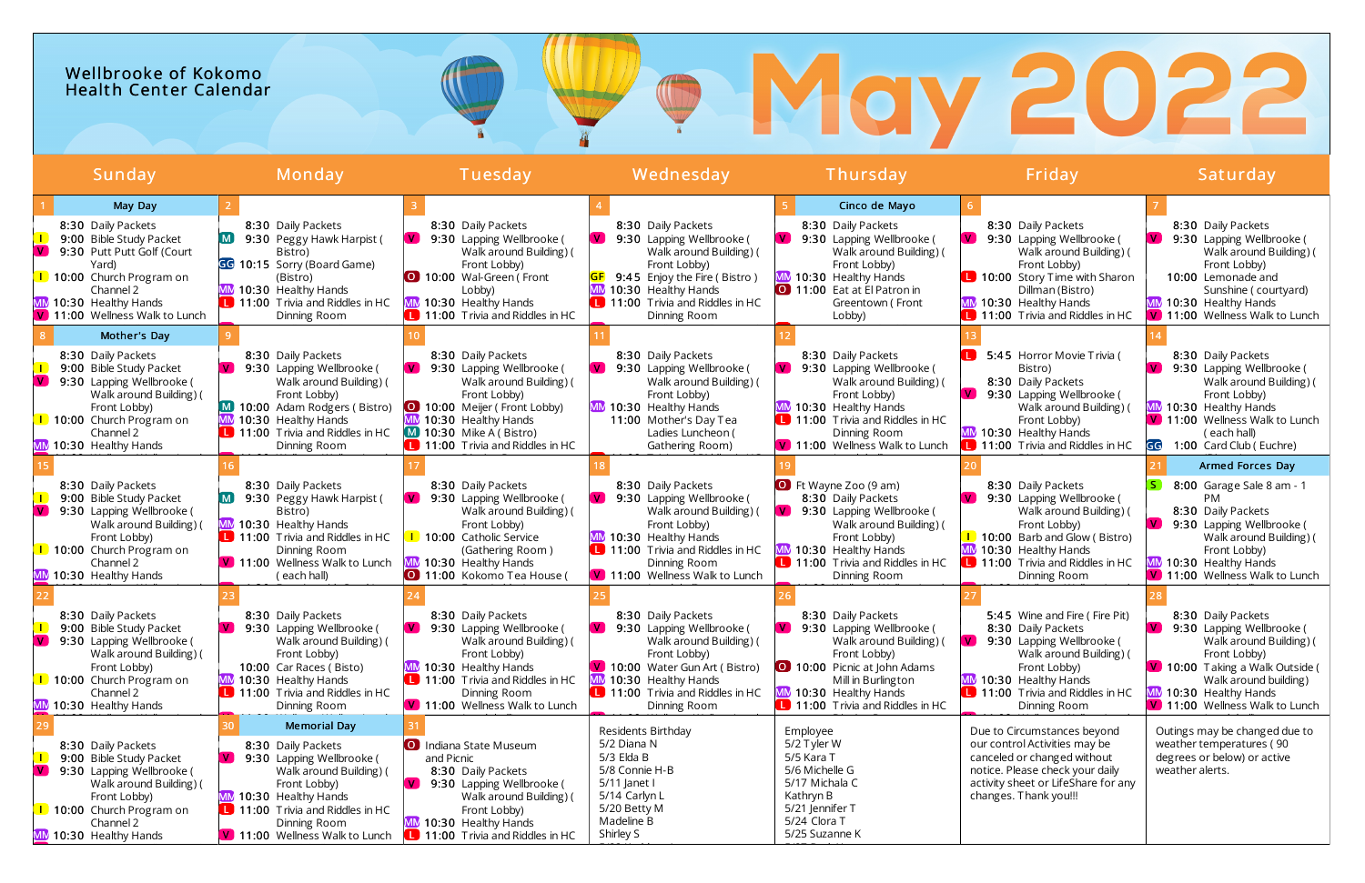# Wellbrooke of Kokomo Health Center Calendar

# May 2022

| Sunday | Monday | Tuesday | Wednesday | Thursday | Friday | Saturday |
|---|---|---|---|---|---|---|
| **1** May Day<br>8:30 Daily Packets<br>I 9:00 Bible Study Packet<br>V 9:30 Putt Putt Golf (Court Yard)<br>I 10:00 Church Program on Channel 2<br>MM 10:30 Healthy Hands<br>V 11:00 Wellness Walk to Lunch | **2**<br>8:30 Daily Packets<br>M 9:30 Peggy Hawk Harpist ( Bistro)<br>GG 10:15 Sorry (Board Game) (Bistro)<br>MM 10:30 Healthy Hands<br>L 11:00 Trivia and Riddles in HC Dinning Room | **3**<br>8:30 Daily Packets<br>V 9:30 Lapping Wellbrooke ( Walk around Building) Front Lobby)<br>O 10:00 Wal-Green ( Front Lobby)<br>MM 10:30 Healthy Hands<br>L 11:00 Trivia and Riddles in HC | **4**<br>8:30 Daily Packets<br>V 9:30 Lapping Wellbrooke ( Walk around Building) ( Front Lobby)<br>GF 9:45 Enjoy the Fire ( Bistro )<br>MM 10:30 Healthy Hands<br>L 11:00 Trivia and Riddles in HC Dinning Room | **5** Cinco de Mayo<br>8:30 Daily Packets<br>V 9:30 Lapping Wellbrooke ( Walk around Building) ( Front Lobby)<br>MM 10:30 Healthy Hands<br>O 11:00 Eat at El Patron in Greentown ( Front Lobby) | **6**<br>8:30 Daily Packets<br>V 9:30 Lapping Wellbrooke ( Walk around Building) ( Front Lobby)<br>L 10:00 Story Time with Sharon Dillman (Bistro)<br>MM 10:30 Healthy Hands<br>L 11:00 Trivia and Riddles in HC | **7**<br>8:30 Daily Packets<br>V 9:30 Lapping Wellbrooke ( Walk around Building) ( Front Lobby)<br>10:00 Lemonade and Sunshine ( courtyard)<br>MM 10:30 Healthy Hands<br>V 11:00 Wellness Walk to Lunch |
| **8** Mother's Day<br>8:30 Daily Packets<br>I 9:00 Bible Study Packet<br>V 9:30 Lapping Wellbrooke ( Walk around Building) ( Front Lobby)<br>I 10:00 Church Program on Channel 2<br>MM 10:30 Healthy Hands | **9**<br>8:30 Daily Packets<br>V 9:30 Lapping Wellbrooke ( Walk around Building) ( Front Lobby)<br>M 10:00 Adam Rodgers ( Bistro)<br>MM 10:30 Healthy Hands<br>L 11:00 Trivia and Riddles in HC Dinning Room | **10**<br>8:30 Daily Packets<br>V 9:30 Lapping Wellbrooke ( Walk around Building) ( Front Lobby)<br>O 10:00 Meijer ( Front Lobby)<br>MM 10:30 Healthy Hands<br>M 10:30 Mike A ( Bistro)<br>L 11:00 Trivia and Riddles in HC | **11**<br>8:30 Daily Packets<br>V 9:30 Lapping Wellbrooke ( Walk around Building) ( Front Lobby)<br>MM 10:30 Healthy Hands<br>11:00 Mother's Day Tea Ladies Luncheon ( Gathering Room) | **12**<br>8:30 Daily Packets<br>V 9:30 Lapping Wellbrooke ( Walk around Building) ( Front Lobby)<br>MM 10:30 Healthy Hands<br>L 11:00 Trivia and Riddles in HC Dinning Room<br>V 11:00 Wellness Walk to Lunch | **13**<br>L 5:45 Horror Movie Trivia ( Bistro)<br>8:30 Daily Packets<br>V 9:30 Lapping Wellbrooke ( Walk around Building) ( Front Lobby)<br>MM 10:30 Healthy Hands<br>L 11:00 Trivia and Riddles in HC | **14**<br>8:30 Daily Packets<br>V 9:30 Lapping Wellbrooke ( Walk around Building) ( Front Lobby)<br>MM 10:30 Healthy Hands<br>V 11:00 Wellness Walk to Lunch ( each hall)<br>GG 1:00 Card Club ( Euchre) |
| **15**<br>8:30 Daily Packets<br>I 9:00 Bible Study Packet<br>V 9:30 Lapping Wellbrooke ( Walk around Building) ( Front Lobby)<br>I 10:00 Church Program on Channel 2<br>MM 10:30 Healthy Hands | **16**<br>8:30 Daily Packets<br>M 9:30 Peggy Hawk Harpist ( Bistro)<br>MM 10:30 Healthy Hands<br>L 11:00 Trivia and Riddles in HC Dinning Room<br>V 11:00 Wellness Walk to Lunch ( each hall) | **17**<br>8:30 Daily Packets<br>V 9:30 Lapping Wellbrooke ( Walk around Building) ( Front Lobby)<br>I 10:00 Catholic Service (Gathering Room )<br>MM 10:30 Healthy Hands<br>O 11:00 Kokomo Tea House ( | **18**<br>8:30 Daily Packets<br>V 9:30 Lapping Wellbrooke ( Walk around Building) ( Front Lobby)<br>MM 10:30 Healthy Hands<br>L 11:00 Trivia and Riddles in HC Dinning Room<br>V 11:00 Wellness Walk to Lunch | **19**<br>O Ft Wayne Zoo (9 am)<br>8:30 Daily Packets<br>V 9:30 Lapping Wellbrooke ( Walk around Building) ( Front Lobby)<br>MM 10:30 Healthy Hands<br>L 11:00 Trivia and Riddles in HC Dinning Room | **20**<br>8:30 Daily Packets<br>V 9:30 Lapping Wellbrooke ( Walk around Building) ( Front Lobby)<br>I 10:00 Barb and Glow ( Bistro)<br>MM 10:30 Healthy Hands<br>L 11:00 Trivia and Riddles in HC Dinning Room | **21** Armed Forces Day<br>S 8:00 Garage Sale 8 am - 1 PM<br>8:30 Daily Packets<br>V 9:30 Lapping Wellbrooke ( Walk around Building) ( Front Lobby)<br>MM 10:30 Healthy Hands<br>V 11:00 Wellness Walk to Lunch |
| **22**<br>8:30 Daily Packets<br>I 9:00 Bible Study Packet<br>V 9:30 Lapping Wellbrooke ( Walk around Building) ( Front Lobby)<br>I 10:00 Church Program on Channel 2<br>MM 10:30 Healthy Hands | **23**<br>8:30 Daily Packets<br>V 9:30 Lapping Wellbrooke ( Walk around Building) ( Front Lobby)<br>10:00 Car Races ( Bisto)<br>MM 10:30 Healthy Hands<br>L 11:00 Trivia and Riddles in HC Dinning Room | **24**<br>8:30 Daily Packets<br>V 9:30 Lapping Wellbrooke ( Walk around Building) ( Front Lobby)<br>MM 10:30 Healthy Hands<br>L 11:00 Trivia and Riddles in HC Dinning Room<br>V 11:00 Wellness Walk to Lunch | **25**<br>8:30 Daily Packets<br>V 9:30 Lapping Wellbrooke ( Walk around Building) ( Front Lobby)<br>V 10:00 Water Gun Art ( Bistro)<br>MM 10:30 Healthy Hands<br>L 11:00 Trivia and Riddles in HC Dinning Room | **26**<br>8:30 Daily Packets<br>V 9:30 Lapping Wellbrooke ( Walk around Building) ( Front Lobby)<br>O 10:00 Picnic at John Adams Mill in Burlington<br>MM 10:30 Healthy Hands<br>L 11:00 Trivia and Riddles in HC | **27**<br>5:45 Wine and Fire ( Fire Pit)<br>8:30 Daily Packets<br>V 9:30 Lapping Wellbrooke ( Walk around Building) ( Front Lobby)<br>MM 10:30 Healthy Hands<br>L 11:00 Trivia and Riddles in HC Dinning Room | **28**<br>8:30 Daily Packets<br>V 9:30 Lapping Wellbrooke ( Walk around Building) ( Front Lobby)<br>V 10:00 Taking a Walk Outside ( Walk around building)<br>MM 10:30 Healthy Hands<br>V 11:00 Wellness Walk to Lunch |
| **29**<br>8:30 Daily Packets<br>I 9:00 Bible Study Packet<br>V 9:30 Lapping Wellbrooke ( Walk around Building) ( Front Lobby)<br>I 10:00 Church Program on Channel 2<br>MM 10:30 Healthy Hands | **30** Memorial Day<br>8:30 Daily Packets<br>V 9:30 Lapping Wellbrooke ( Walk around Building) ( Front Lobby)<br>MM 10:30 Healthy Hands<br>L 11:00 Trivia and Riddles in HC Dinning Room<br>V 11:00 Wellness Walk to Lunch | **31**<br>O Indiana State Museum and Picnic<br>8:30 Daily Packets<br>V 9:30 Lapping Wellbrooke ( Walk around Building) ( Front Lobby)<br>MM 10:30 Healthy Hands<br>L 11:00 Trivia and Riddles in HC | Residents Birthday<br>5/2 Diana N<br>5/3 Elda B<br>5/8 Connie H-B<br>5/11 Janet I<br>5/14 Carlyn L<br>5/20 Betty M<br>Madeline B<br>Shirley S | Employee<br>5/2 Tyler W<br>5/5 Kara T<br>5/6 Michelle G<br>5/17 Michala C<br>Kathryn B<br>5/21 Jennifer T<br>5/24 Clora T<br>5/25 Suzanne K | Due to Circumstances beyond our control Activities may be canceled or changed without notice. Please check your daily activity sheet or LifeShare for any changes. Thank you!!! | Outings may be changed due to weather temperatures ( 90 degrees or below) or active weather alerts. |